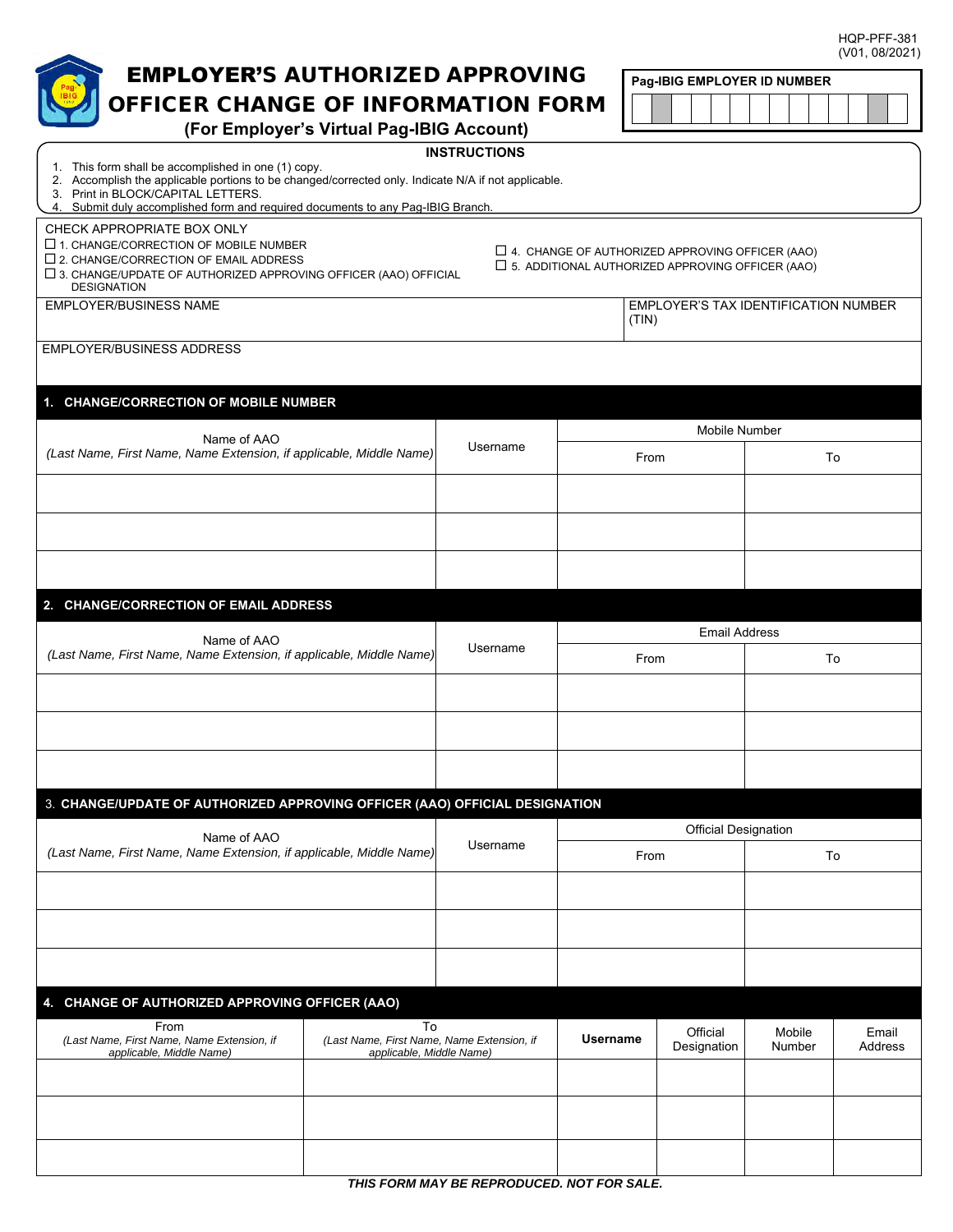HQP-PFF-381
(V01, 08/2021)

# EMPLOYER'S AUTHORIZED APPROVING OFFICER CHANGE OF INFORMATION FORM

**(For Employer's Virtual Pag-IBIG Account)**

**Pag-IBIG EMPLOYER ID NUMBER**

| | | | | | | | | | | | | | |
|---|---|---|---|---|---|---|---|---|---|---|---|---|---|
| | | | | | | | | | | | | | |

**INSTRUCTIONS**

1. This form shall be accomplished in one (1) copy.
2. Accomplish the applicable portions to be changed/corrected only. Indicate N/A if not applicable.
3. Print in BLOCK/CAPITAL LETTERS.
4. Submit duly accomplished form and required documents to any Pag-IBIG Branch.

CHECK APPROPRIATE BOX ONLY

☐ 1. CHANGE/CORRECTION OF MOBILE NUMBER
☐ 2. CHANGE/CORRECTION OF EMAIL ADDRESS
☐ 3. CHANGE/UPDATE OF AUTHORIZED APPROVING OFFICER (AAO) OFFICIAL DESIGNATION
☐ 4. CHANGE OF AUTHORIZED APPROVING OFFICER (AAO)
☐ 5. ADDITIONAL AUTHORIZED APPROVING OFFICER (AAO)

| EMPLOYER/BUSINESS NAME | EMPLOYER'S TAX IDENTIFICATION NUMBER (TIN) |
|---|---|
| | |

| EMPLOYER/BUSINESS ADDRESS |
|---|
| |

## 1. CHANGE/CORRECTION OF MOBILE NUMBER

| Name of AAO *(Last Name, First Name, Name Extension, if applicable, Middle Name)* | Username | Mobile Number | |
|---|---|---|---|
| | | From | To |
| | | | |
| | | | |
| | | | |

## 2. CHANGE/CORRECTION OF EMAIL ADDRESS

| Name of AAO *(Last Name, First Name, Name Extension, if applicable, Middle Name)* | Username | Email Address | |
|---|---|---|---|
| | | From | To |
| | | | |
| | | | |
| | | | |

## 3. CHANGE/UPDATE OF AUTHORIZED APPROVING OFFICER (AAO) OFFICIAL DESIGNATION

| Name of AAO *(Last Name, First Name, Name Extension, if applicable, Middle Name)* | Username | Official Designation | |
|---|---|---|---|
| | | From | To |
| | | | |
| | | | |
| | | | |

## 4. CHANGE OF AUTHORIZED APPROVING OFFICER (AAO)

| From *(Last Name, First Name, Name Extension, if applicable, Middle Name)* | To *(Last Name, First Name, Name Extension, if applicable, Middle Name)* | **Username** | Official Designation | Mobile Number | Email Address |
|---|---|---|---|---|---|
| | | | | | |
| | | | | | |
| | | | | | |

***THIS FORM MAY BE REPRODUCED. NOT FOR SALE.***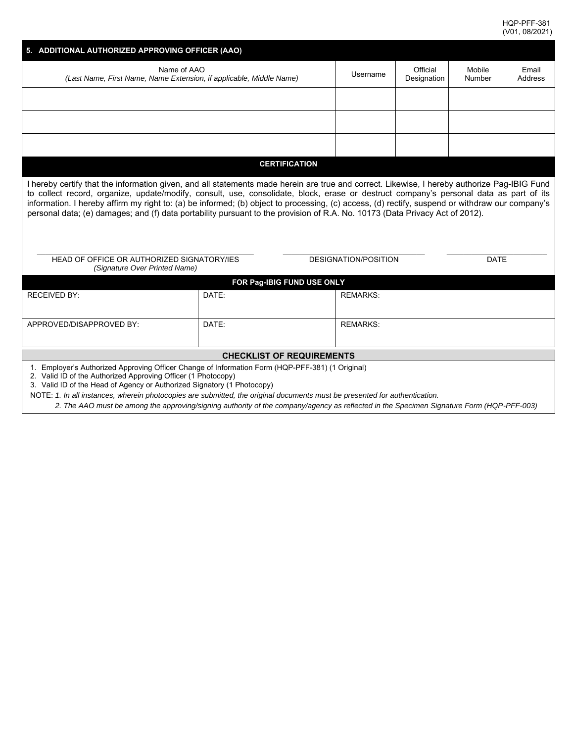HQP-PFF-381
(V01, 08/2021)

## 5. ADDITIONAL AUTHORIZED APPROVING OFFICER (AAO)

| Name of AAO *(Last Name, First Name, Name Extension, if applicable, Middle Name)* | Username | Official Designation | Mobile Number | Email Address |
|---|---|---|---|---|
| | | | | |
| | | | | |
| | | | | |

## CERTIFICATION

I hereby certify that the information given, and all statements made herein are true and correct. Likewise, I hereby authorize Pag-IBIG Fund to collect record, organize, update/modify, consult, use, consolidate, block, erase or destruct company's personal data as part of its information. I hereby affirm my right to: (a) be informed; (b) object to processing, (c) access, (d) rectify, suspend or withdraw our company's personal data; (e) damages; and (f) data portability pursuant to the provision of R.A. No. 10173 (Data Privacy Act of 2012).

| | | |
|---|---|---|
| HEAD OF OFFICE OR AUTHORIZED SIGNATORY/IES *(Signature Over Printed Name)* | DESIGNATION/POSITION | DATE |

## FOR Pag-IBIG FUND USE ONLY

| | | |
|---|---|---|
| RECEIVED BY: | DATE: | REMARKS: |
| APPROVED/DISAPPROVED BY: | DATE: | REMARKS: |

## CHECKLIST OF REQUIREMENTS

1. Employer's Authorized Approving Officer Change of Information Form (HQP-PFF-381) (1 Original)
2. Valid ID of the Authorized Approving Officer (1 Photocopy)
3. Valid ID of the Head of Agency or Authorized Signatory (1 Photocopy)

NOTE: *1. In all instances, wherein photocopies are submitted, the original documents must be presented for authentication.*

*2. The AAO must be among the approving/signing authority of the company/agency as reflected in the Specimen Signature Form (HQP-PFF-003)*